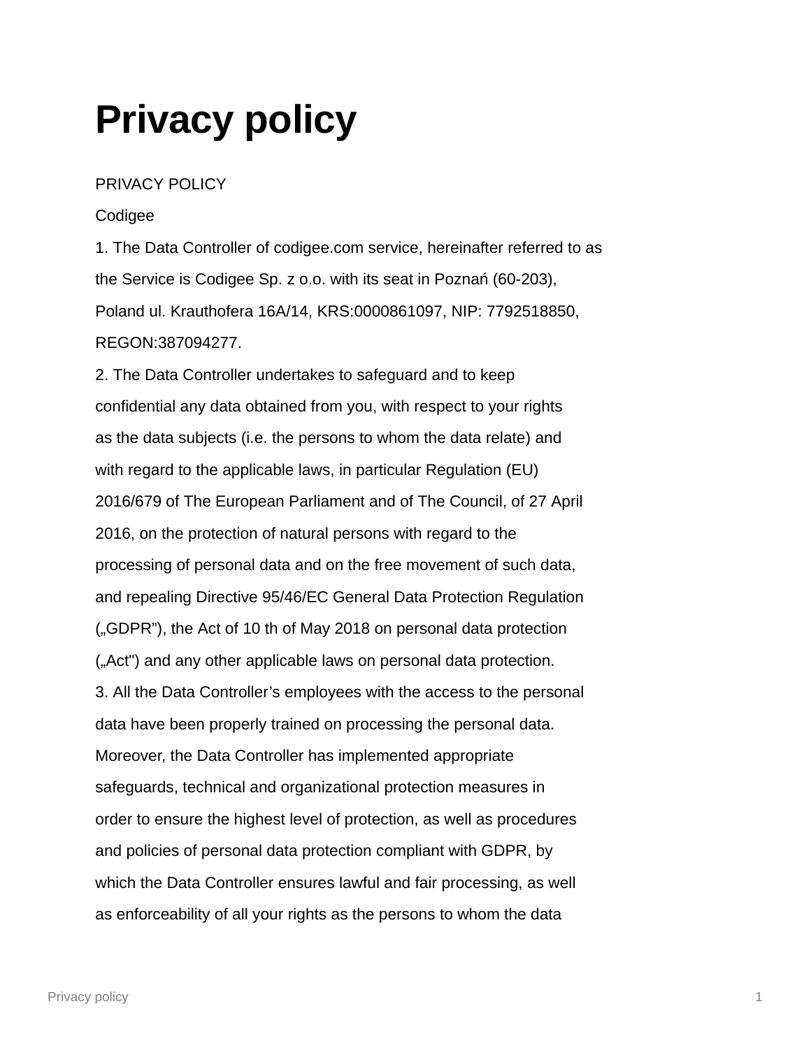# Privacy policy

PRIVACY POLICY

Codigee

1. The Data Controller of codigee.com service, hereinafter referred to as the Service is Codigee Sp. z o.o. with its seat in Poznań (60-203), Poland ul. Krauthofera 16A/14, KRS:0000861097, NIP: 7792518850, REGON:387094277.
2. The Data Controller undertakes to safeguard and to keep confidential any data obtained from you, with respect to your rights as the data subjects (i.e. the persons to whom the data relate) and with regard to the applicable laws, in particular Regulation (EU) 2016/679 of The European Parliament and of The Council, of 27 April 2016, on the protection of natural persons with regard to the processing of personal data and on the free movement of such data, and repealing Directive 95/46/EC General Data Protection Regulation („GDPR"), the Act of 10 th of May 2018 on personal data protection („Act") and any other applicable laws on personal data protection.
3. All the Data Controller's employees with the access to the personal data have been properly trained on processing the personal data. Moreover, the Data Controller has implemented appropriate safeguards, technical and organizational protection measures in order to ensure the highest level of protection, as well as procedures and policies of personal data protection compliant with GDPR, by which the Data Controller ensures lawful and fair processing, as well as enforceability of all your rights as the persons to whom the data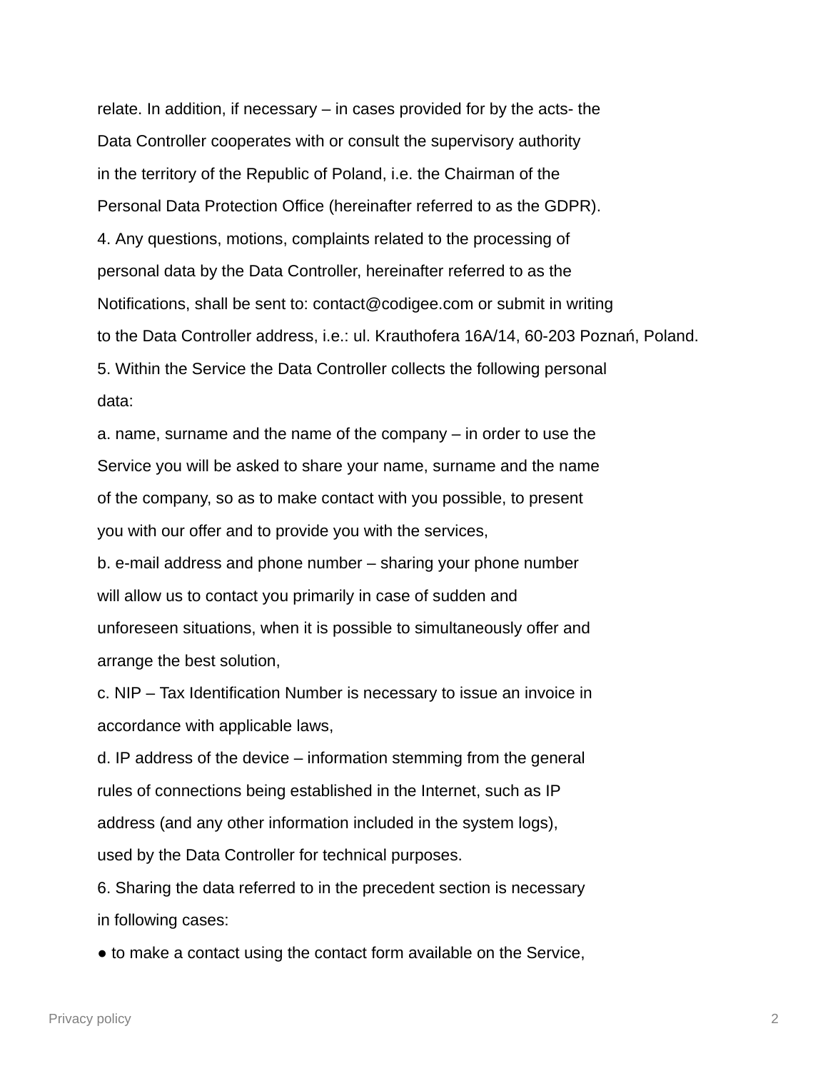relate. In addition, if necessary – in cases provided for by the acts- the Data Controller cooperates with or consult the supervisory authority in the territory of the Republic of Poland, i.e. the Chairman of the Personal Data Protection Office (hereinafter referred to as the GDPR).

4. Any questions, motions, complaints related to the processing of personal data by the Data Controller, hereinafter referred to as the Notifications, shall be sent to: contact@codigee.com or submit in writing to the Data Controller address, i.e.: ul. Krauthofera 16A/14, 60-203 Poznań, Poland.

5. Within the Service the Data Controller collects the following personal data:

a. name, surname and the name of the company – in order to use the Service you will be asked to share your name, surname and the name of the company, so as to make contact with you possible, to present you with our offer and to provide you with the services,

b. e-mail address and phone number – sharing your phone number will allow us to contact you primarily in case of sudden and unforeseen situations, when it is possible to simultaneously offer and arrange the best solution,

c. NIP – Tax Identification Number is necessary to issue an invoice in accordance with applicable laws,

d. IP address of the device – information stemming from the general rules of connections being established in the Internet, such as IP address (and any other information included in the system logs), used by the Data Controller for technical purposes.

6. Sharing the data referred to in the precedent section is necessary in following cases:

- to make a contact using the contact form available on the Service,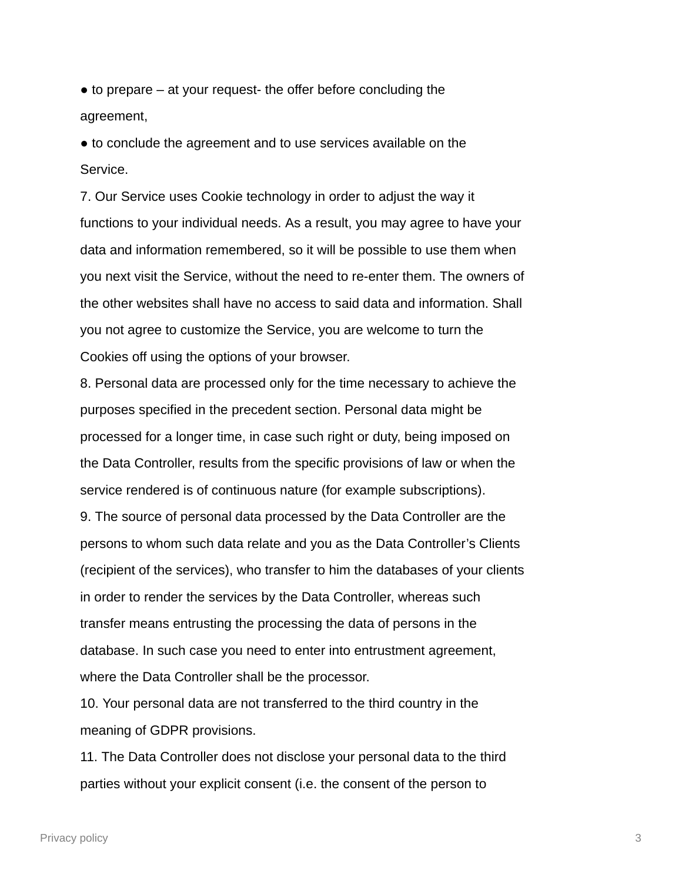- to prepare – at your request- the offer before concluding the agreement,
- to conclude the agreement and to use services available on the Service.

7. Our Service uses Cookie technology in order to adjust the way it functions to your individual needs. As a result, you may agree to have your data and information remembered, so it will be possible to use them when you next visit the Service, without the need to re-enter them. The owners of the other websites shall have no access to said data and information. Shall you not agree to customize the Service, you are welcome to turn the Cookies off using the options of your browser.

8. Personal data are processed only for the time necessary to achieve the purposes specified in the precedent section. Personal data might be processed for a longer time, in case such right or duty, being imposed on the Data Controller, results from the specific provisions of law or when the service rendered is of continuous nature (for example subscriptions).

9. The source of personal data processed by the Data Controller are the persons to whom such data relate and you as the Data Controller's Clients (recipient of the services), who transfer to him the databases of your clients in order to render the services by the Data Controller, whereas such transfer means entrusting the processing the data of persons in the database. In such case you need to enter into entrustment agreement, where the Data Controller shall be the processor.

10. Your personal data are not transferred to the third country in the meaning of GDPR provisions.

11. The Data Controller does not disclose your personal data to the third parties without your explicit consent (i.e. the consent of the person to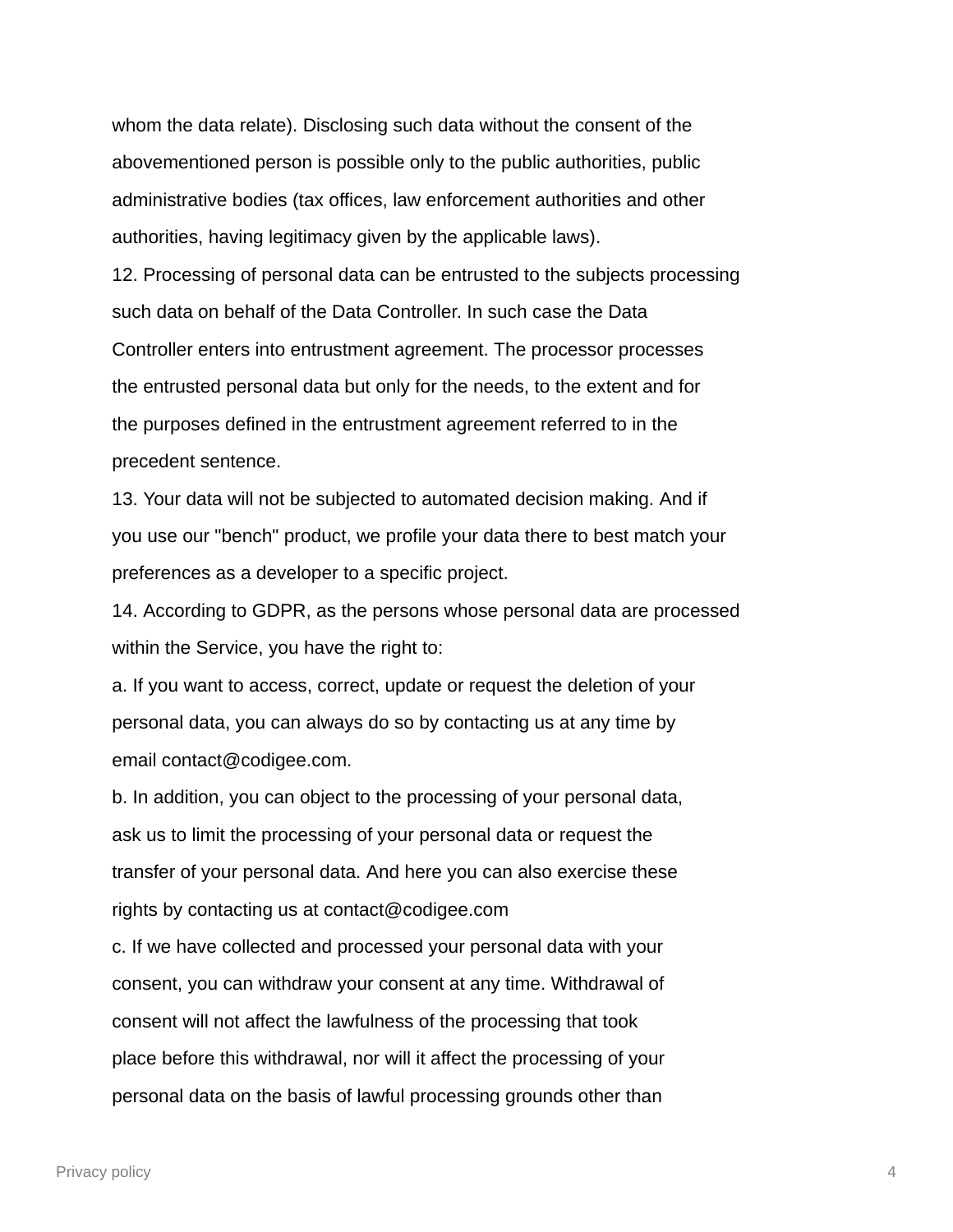whom the data relate). Disclosing such data without the consent of the abovementioned person is possible only to the public authorities, public administrative bodies (tax offices, law enforcement authorities and other authorities, having legitimacy given by the applicable laws).

12. Processing of personal data can be entrusted to the subjects processing such data on behalf of the Data Controller. In such case the Data Controller enters into entrustment agreement. The processor processes the entrusted personal data but only for the needs, to the extent and for the purposes defined in the entrustment agreement referred to in the precedent sentence.

13. Your data will not be subjected to automated decision making. And if you use our "bench" product, we profile your data there to best match your preferences as a developer to a specific project.

14. According to GDPR, as the persons whose personal data are processed within the Service, you have the right to:

a. If you want to access, correct, update or request the deletion of your personal data, you can always do so by contacting us at any time by email contact@codigee.com.

b. In addition, you can object to the processing of your personal data, ask us to limit the processing of your personal data or request the transfer of your personal data. And here you can also exercise these rights by contacting us at contact@codigee.com

c. If we have collected and processed your personal data with your consent, you can withdraw your consent at any time. Withdrawal of consent will not affect the lawfulness of the processing that took place before this withdrawal, nor will it affect the processing of your personal data on the basis of lawful processing grounds other than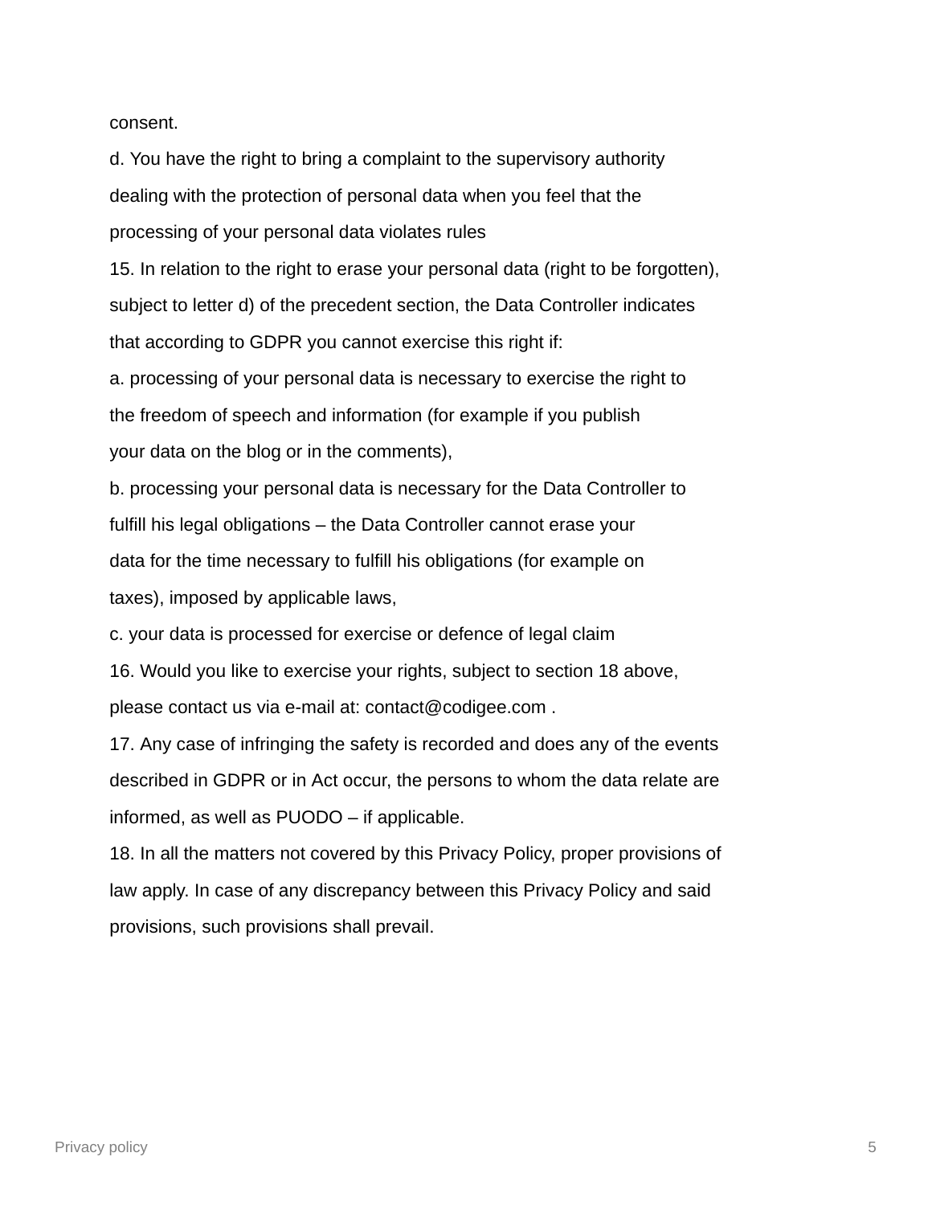consent.

d. You have the right to bring a complaint to the supervisory authority dealing with the protection of personal data when you feel that the processing of your personal data violates rules

15. In relation to the right to erase your personal data (right to be forgotten), subject to letter d) of the precedent section, the Data Controller indicates that according to GDPR you cannot exercise this right if:

a. processing of your personal data is necessary to exercise the right to the freedom of speech and information (for example if you publish your data on the blog or in the comments),

b. processing your personal data is necessary for the Data Controller to fulfill his legal obligations – the Data Controller cannot erase your data for the time necessary to fulfill his obligations (for example on taxes), imposed by applicable laws,

c. your data is processed for exercise or defence of legal claim

16. Would you like to exercise your rights, subject to section 18 above, please contact us via e-mail at: contact@codigee.com .

17. Any case of infringing the safety is recorded and does any of the events described in GDPR or in Act occur, the persons to whom the data relate are informed, as well as PUODO – if applicable.

18. In all the matters not covered by this Privacy Policy, proper provisions of law apply. In case of any discrepancy between this Privacy Policy and said provisions, such provisions shall prevail.